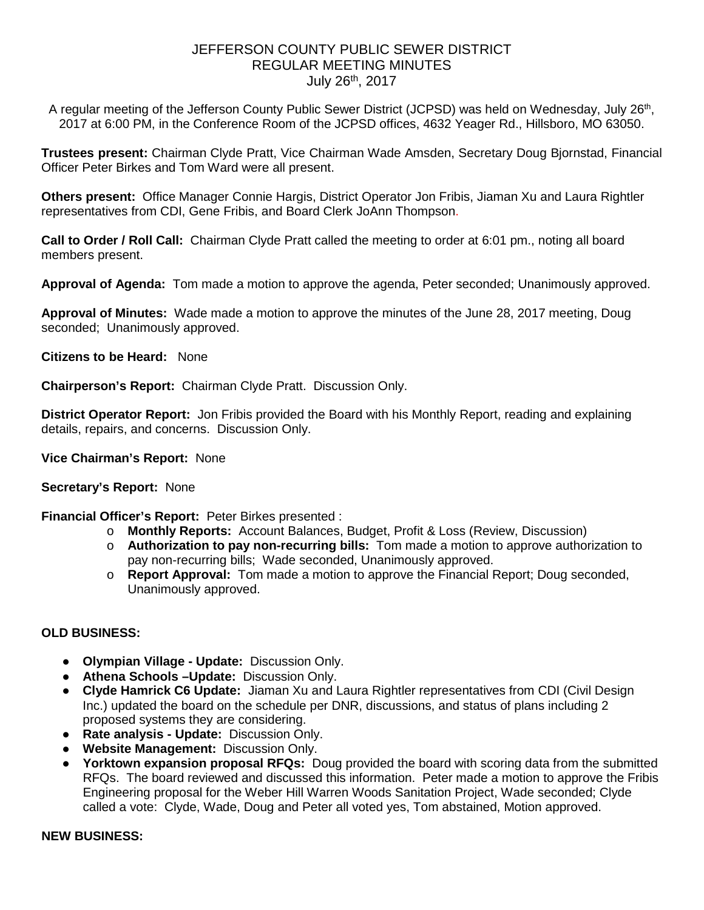# JEFFERSON COUNTY PUBLIC SEWER DISTRICT
## REGULAR MEETING MINUTES
### July 26th, 2017

A regular meeting of the Jefferson County Public Sewer District (JCPSD) was held on Wednesday, July 26th, 2017 at 6:00 PM, in the Conference Room of the JCPSD offices, 4632 Yeager Rd., Hillsboro, MO 63050.

**Trustees present:** Chairman Clyde Pratt, Vice Chairman Wade Amsden, Secretary Doug Bjornstad, Financial Officer Peter Birkes and Tom Ward were all present.

**Others present:** Office Manager Connie Hargis, District Operator Jon Fribis, Jiaman Xu and Laura Rightler representatives from CDI, Gene Fribis, and Board Clerk JoAnn Thompson.

**Call to Order / Roll Call:** Chairman Clyde Pratt called the meeting to order at 6:01 pm., noting all board members present.

**Approval of Agenda:** Tom made a motion to approve the agenda, Peter seconded; Unanimously approved.

**Approval of Minutes:** Wade made a motion to approve the minutes of the June 28, 2017 meeting, Doug seconded; Unanimously approved.

**Citizens to be Heard:** None

**Chairperson's Report:** Chairman Clyde Pratt. Discussion Only.

**District Operator Report:** Jon Fribis provided the Board with his Monthly Report, reading and explaining details, repairs, and concerns. Discussion Only.

**Vice Chairman's Report:** None

**Secretary's Report:** None

**Financial Officer's Report:** Peter Birkes presented :

- **Monthly Reports:** Account Balances, Budget, Profit & Loss (Review, Discussion)
- **Authorization to pay non-recurring bills:** Tom made a motion to approve authorization to pay non-recurring bills; Wade seconded, Unanimously approved.
- **Report Approval:** Tom made a motion to approve the Financial Report; Doug seconded, Unanimously approved.

**OLD BUSINESS:**

- **Olympian Village - Update:** Discussion Only.
- **Athena Schools –Update:** Discussion Only.
- **Clyde Hamrick C6 Update:** Jiaman Xu and Laura Rightler representatives from CDI (Civil Design Inc.) updated the board on the schedule per DNR, discussions, and status of plans including 2 proposed systems they are considering.
- **Rate analysis - Update:** Discussion Only.
- **Website Management:** Discussion Only.
- **Yorktown expansion proposal RFQs:** Doug provided the board with scoring data from the submitted RFQs. The board reviewed and discussed this information. Peter made a motion to approve the Fribis Engineering proposal for the Weber Hill Warren Woods Sanitation Project, Wade seconded; Clyde called a vote: Clyde, Wade, Doug and Peter all voted yes, Tom abstained, Motion approved.

**NEW BUSINESS:**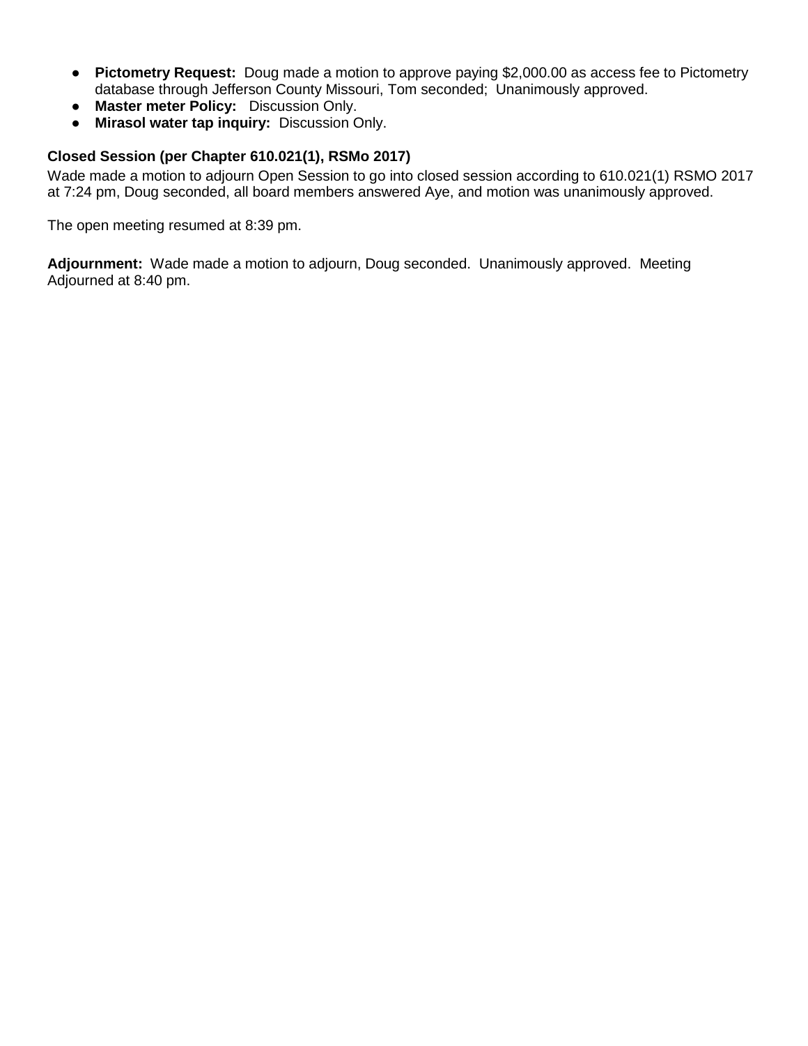- **Pictometry Request:** Doug made a motion to approve paying $2,000.00 as access fee to Pictometry database through Jefferson County Missouri, Tom seconded; Unanimously approved.
- **Master meter Policy:** Discussion Only.
- **Mirasol water tap inquiry:** Discussion Only.

**Closed Session (per Chapter 610.021(1), RSMo 2017)**

Wade made a motion to adjourn Open Session to go into closed session according to 610.021(1) RSMO 2017 at 7:24 pm, Doug seconded, all board members answered Aye, and motion was unanimously approved.

The open meeting resumed at 8:39 pm.

**Adjournment:** Wade made a motion to adjourn, Doug seconded. Unanimously approved. Meeting Adjourned at 8:40 pm.